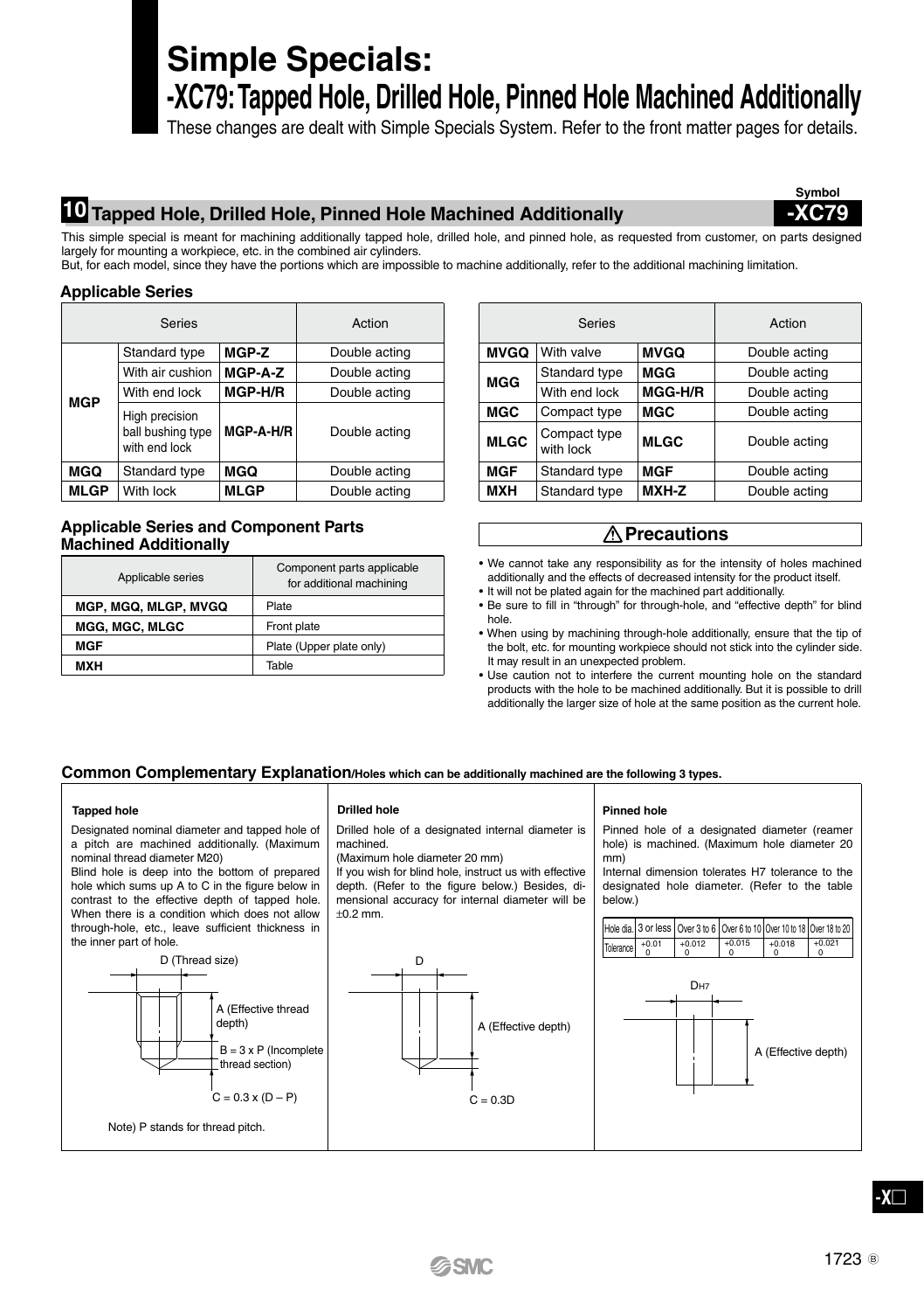# Simple Specials:
# -XC79: Tapped Hole, Drilled Hole, Pinned Hole Machined Additionally

These changes are dealt with Simple Specials System. Refer to the front matter pages for details.

## 10 Tapped Hole, Drilled Hole, Pinned Hole Machined Additionally

Symbol
**-XC79**

This simple special is meant for machining additionally tapped hole, drilled hole, and pinned hole, as requested from customer, on parts designed largely for mounting a workpiece, etc. in the combined air cylinders.
But, for each model, since they have the portions which are impossible to machine additionally, refer to the additional machining limitation.

### Applicable Series

| Series | | | Action |
|---|---|---|---|
| **MGP** | Standard type | **MGP-Z** | Double acting |
| | With air cushion | **MGP-A-Z** | Double acting |
| | With end lock | **MGP-H/R** | Double acting |
| | High precision ball bushing type with end lock | **MGP-A-H/R** | Double acting |
| **MGQ** | Standard type | **MGQ** | Double acting |
| **MLGP** | With lock | **MLGP** | Double acting |
| **MVGQ** | With valve | **MVGQ** | Double acting |
| **MGG** | Standard type | **MGG** | Double acting |
| | With end lock | **MGG-H/R** | Double acting |
| **MGC** | Compact type | **MGC** | Double acting |
| **MLGC** | Compact type with lock | **MLGC** | Double acting |
| **MGF** | Standard type | **MGF** | Double acting |
| **MXH** | Standard type | **MXH-Z** | Double acting |

### Applicable Series and Component Parts Machined Additionally

| Applicable series | Component parts applicable for additional machining |
|---|---|
| **MGP, MGQ, MLGP, MVGQ** | Plate |
| **MGG, MGC, MLGC** | Front plate |
| **MGF** | Plate (Upper plate only) |
| **MXH** | Table |

### ⚠ Precautions

- We cannot take any responsibility as for the intensity of holes machined additionally and the effects of decreased intensity for the product itself.
- It will not be plated again for the machined part additionally.
- Be sure to fill in "through" for through-hole, and "effective depth" for blind hole.
- When using by machining through-hole additionally, ensure that the tip of the bolt, etc. for mounting workpiece should not stick into the cylinder side. It may result in an unexpected problem.
- Use caution not to interfere the current mounting hole on the standard products with the hole to be machined additionally. But it is possible to drill additionally the larger size of hole at the same position as the current hole.

### Common Complementary Explanation/Holes which can be additionally machined are the following 3 types.

**Tapped hole**

Designated nominal diameter and tapped hole of a pitch are machined additionally. (Maximum nominal thread diameter M20)
Blind hole is deep into the bottom of prepared hole which sums up A to C in the figure below in contrast to the effective depth of tapped hole. When there is a condition which does not allow through-hole, etc., leave sufficient thickness in the inner part of hole.

D (Thread size)
A (Effective thread depth)
B = 3 x P (Incomplete thread section)
C = 0.3 x (D – P)

Note) P stands for thread pitch.

**Drilled hole**

Drilled hole of a designated internal diameter is machined.
(Maximum hole diameter 20 mm)
If you wish for blind hole, instruct us with effective depth. (Refer to the figure below.) Besides, dimensional accuracy for internal diameter will be ±0.2 mm.

D
A (Effective depth)
C = 0.3D

**Pinned hole**

Pinned hole of a designated diameter (reamer hole) is machined. (Maximum hole diameter 20 mm)
Internal dimension tolerates H7 tolerance to the designated hole diameter. (Refer to the table below.)

| Hole dia. | 3 or less | Over 3 to 6 | Over 6 to 10 | Over 10 to 18 | Over 18 to 20 |
|---|---|---|---|---|---|
| Tolerance | +0.01 / 0 | +0.012 / 0 | +0.015 / 0 | +0.018 / 0 | +0.021 / 0 |

$D_{H7}$
A (Effective depth)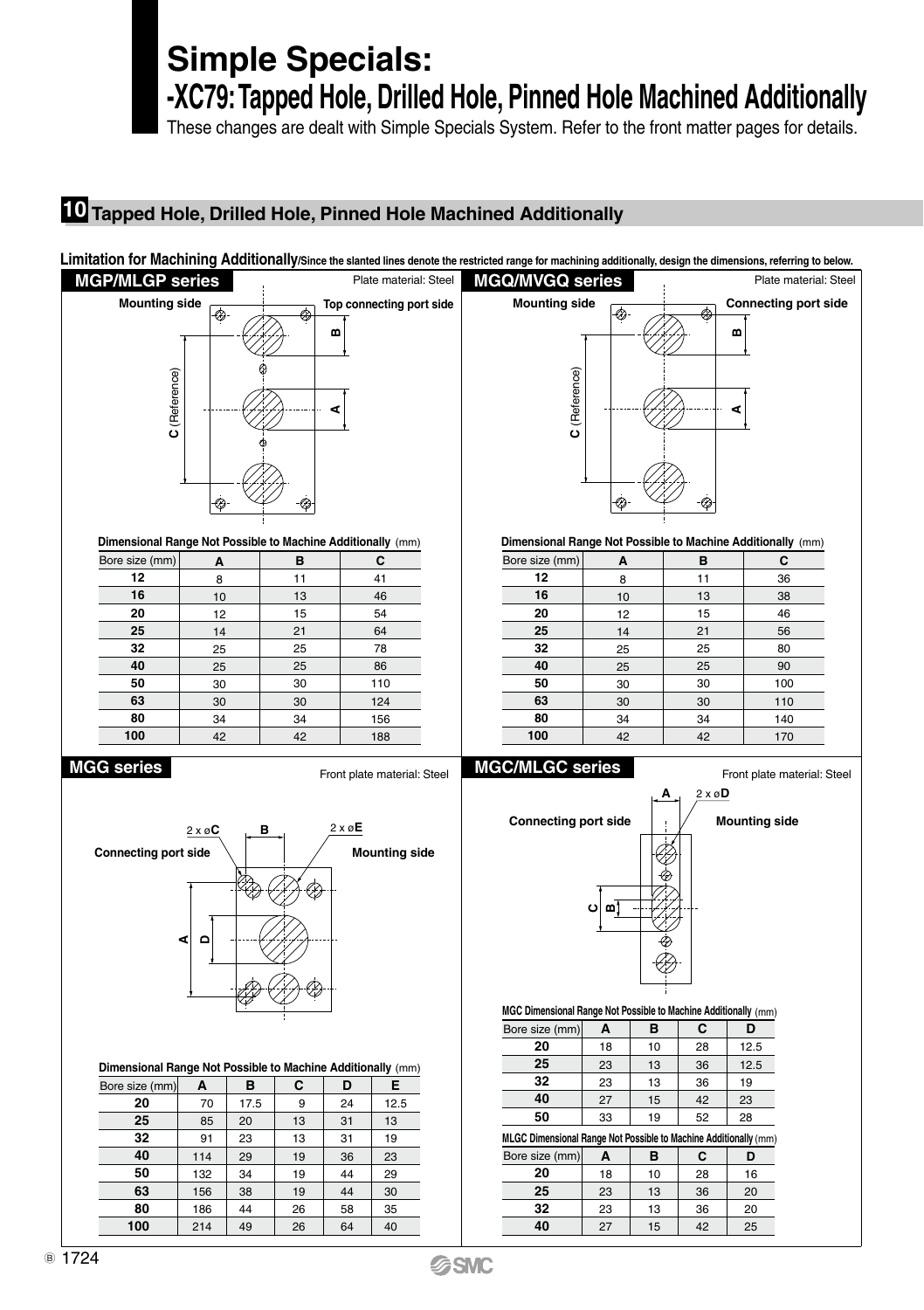# Simple Specials:
# -XC79: Tapped Hole, Drilled Hole, Pinned Hole Machined Additionally

These changes are dealt with Simple Specials System. Refer to the front matter pages for details.

## 10 Tapped Hole, Drilled Hole, Pinned Hole Machined Additionally

**Limitation for Machining Additionally**/Since the slanted lines denote the restricted range for machining additionally, design the dimensions, referring to below.

### MGP/MLGP series

Plate material: Steel

Mounting side — Top connecting port side

**Dimensional Range Not Possible to Machine Additionally** (mm)

| Bore size (mm) | A | B | C |
|---|---|---|---|
| 12 | 8 | 11 | 41 |
| 16 | 10 | 13 | 46 |
| 20 | 12 | 15 | 54 |
| 25 | 14 | 21 | 64 |
| 32 | 25 | 25 | 78 |
| 40 | 25 | 25 | 86 |
| 50 | 30 | 30 | 110 |
| 63 | 30 | 30 | 124 |
| 80 | 34 | 34 | 156 |
| 100 | 42 | 42 | 188 |

### MQQ/MVGQ series

Plate material: Steel

Mounting side — Connecting port side

**Dimensional Range Not Possible to Machine Additionally** (mm)

| Bore size (mm) | A | B | C |
|---|---|---|---|
| 12 | 8 | 11 | 36 |
| 16 | 10 | 13 | 38 |
| 20 | 12 | 15 | 46 |
| 25 | 14 | 21 | 56 |
| 32 | 25 | 25 | 80 |
| 40 | 25 | 25 | 90 |
| 50 | 30 | 30 | 100 |
| 63 | 30 | 30 | 110 |
| 80 | 34 | 34 | 140 |
| 100 | 42 | 42 | 170 |

### MGG series

Front plate material: Steel

Connecting port side — Mounting side

**Dimensional Range Not Possible to Machine Additionally** (mm)

| Bore size (mm) | A | B | C | D | E |
|---|---|---|---|---|---|
| 20 | 70 | 17.5 | 9 | 24 | 12.5 |
| 25 | 85 | 20 | 13 | 31 | 13 |
| 32 | 91 | 23 | 13 | 31 | 19 |
| 40 | 114 | 29 | 19 | 36 | 23 |
| 50 | 132 | 34 | 19 | 44 | 29 |
| 63 | 156 | 38 | 19 | 44 | 30 |
| 80 | 186 | 44 | 26 | 58 | 35 |
| 100 | 214 | 49 | 26 | 64 | 40 |

### MGC/MLGC series

Front plate material: Steel

Connecting port side — Mounting side

**MGC Dimensional Range Not Possible to Machine Additionally** (mm)

| Bore size (mm) | A | B | C | D |
|---|---|---|---|---|
| 20 | 18 | 10 | 28 | 12.5 |
| 25 | 23 | 13 | 36 | 12.5 |
| 32 | 23 | 13 | 36 | 19 |
| 40 | 27 | 15 | 42 | 23 |
| 50 | 33 | 19 | 52 | 28 |

**MLGC Dimensional Range Not Possible to Machine Additionally** (mm)

| Bore size (mm) | A | B | C | D |
|---|---|---|---|---|
| 20 | 18 | 10 | 28 | 16 |
| 25 | 23 | 13 | 36 | 20 |
| 32 | 23 | 13 | 36 | 20 |
| 40 | 27 | 15 | 42 | 25 |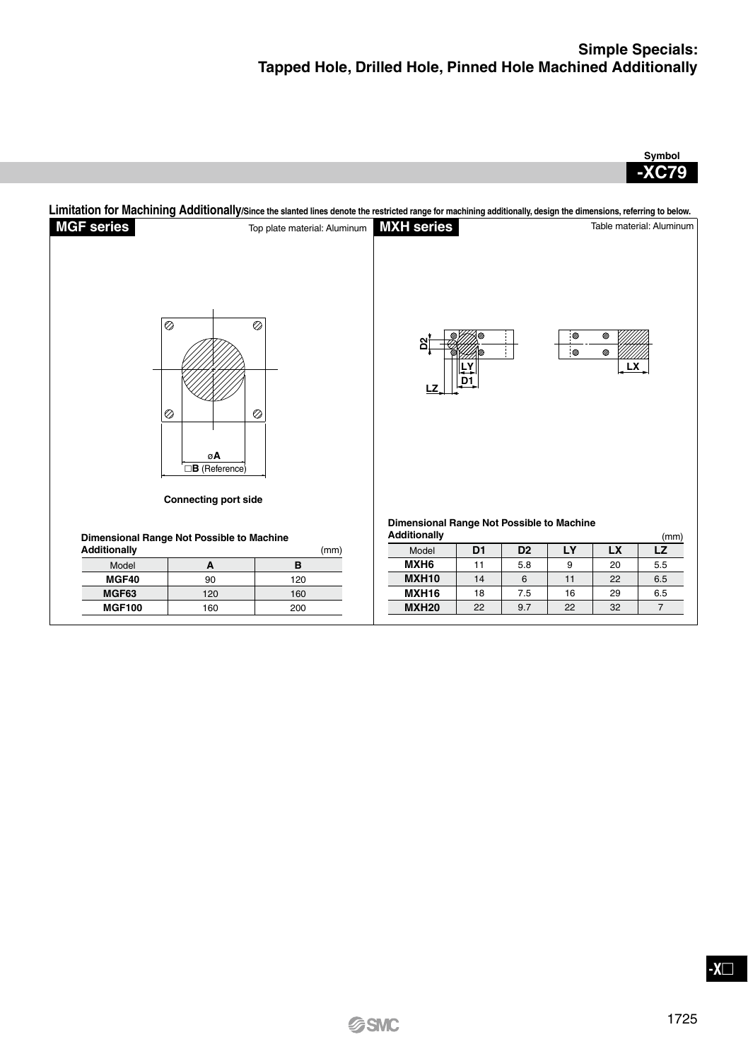## Simple Specials: Tapped Hole, Drilled Hole, Pinned Hole Machined Additionally

Symbol
**-XC79**

### Limitation for Machining Additionally

Since the slanted lines denote the restricted range for machining additionally, design the dimensions, referring to below.

#### MGF series

Top plate material: Aluminum

øA
□B (Reference)

Connecting port side

**Dimensional Range Not Possible to Machine Additionally** (mm)

| Model | A | B |
|---|---|---|
| **MGF40** | 90 | 120 |
| **MGF63** | 120 | 160 |
| **MGF100** | 160 | 200 |

#### MXH series

Table material: Aluminum

D2
LY
D1
LZ
LX

**Dimensional Range Not Possible to Machine Additionally** (mm)

| Model | D1 | D2 | LY | LX | LZ |
|---|---|---|---|---|---|
| **MXH6** | 11 | 5.8 | 9 | 20 | 5.5 |
| **MXH10** | 14 | 6 | 11 | 22 | 6.5 |
| **MXH16** | 18 | 7.5 | 16 | 29 | 6.5 |
| **MXH20** | 22 | 9.7 | 22 | 32 | 7 |